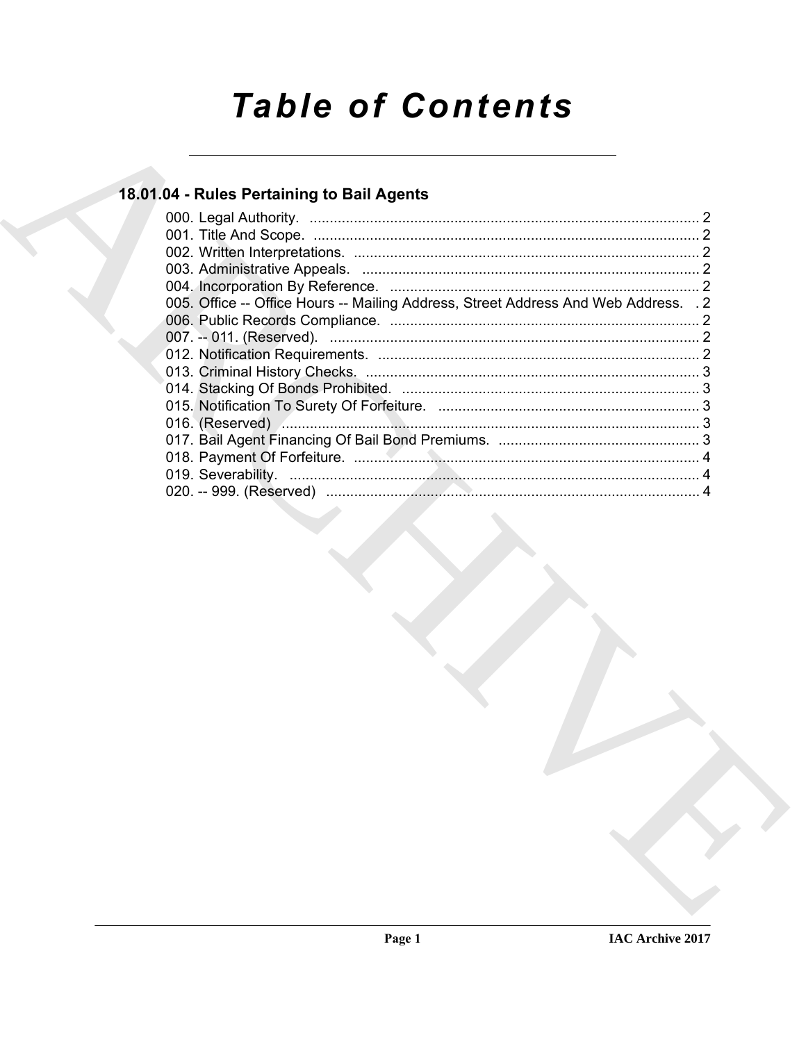# *Table of Contents*

## 18.01.04 - Rules Pertaining to Bail Agents

000. Legal Authority. ........................................................................................ 2
001. Title And Scope. ........................................................................................ 2
002. Written Interpretations. ........................................................................................ 2
003. Administrative Appeals. ........................................................................................ 2
004. Incorporation By Reference. ........................................................................................ 2
005. Office -- Office Hours -- Mailing Address, Street Address And Web Address. . 2
006. Public Records Compliance. ........................................................................................ 2
007. -- 011. (Reserved). ........................................................................................ 2
012. Notification Requirements. ........................................................................................ 2
013. Criminal History Checks. ........................................................................................ 3
014. Stacking Of Bonds Prohibited. ........................................................................................ 3
015. Notification To Surety Of Forfeiture. ........................................................................................ 3
016. (Reserved) ........................................................................................ 3
017. Bail Agent Financing Of Bail Bond Premiums. ........................................................................................ 3
018. Payment Of Forfeiture. ........................................................................................ 4
019. Severability. ........................................................................................ 4
020. -- 999. (Reserved) ........................................................................................ 4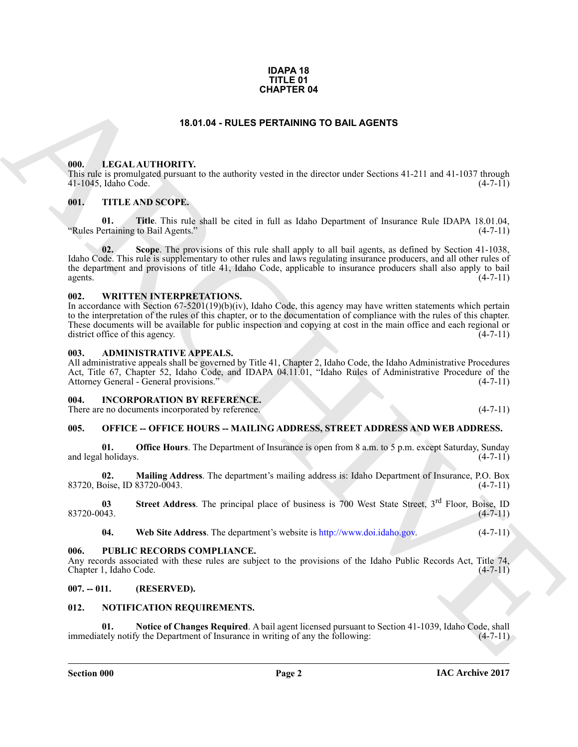# IDAPA 18
# TITLE 01
# CHAPTER 04

## 18.01.04 - RULES PERTAINING TO BAIL AGENTS

### 000. LEGAL AUTHORITY.

This rule is promulgated pursuant to the authority vested in the director under Sections 41-211 and 41-1037 through 41-1045, Idaho Code. (4-7-11)

### 001. TITLE AND SCOPE.

**01. Title**. This rule shall be cited in full as Idaho Department of Insurance Rule IDAPA 18.01.04, "Rules Pertaining to Bail Agents." (4-7-11)

**02. Scope**. The provisions of this rule shall apply to all bail agents, as defined by Section 41-1038, Idaho Code. This rule is supplementary to other rules and laws regulating insurance producers, and all other rules of the department and provisions of title 41, Idaho Code, applicable to insurance producers shall also apply to bail agents. (4-7-11)

### 002. WRITTEN INTERPRETATIONS.

In accordance with Section 67-5201(19)(b)(iv), Idaho Code, this agency may have written statements which pertain to the interpretation of the rules of this chapter, or to the documentation of compliance with the rules of this chapter. These documents will be available for public inspection and copying at cost in the main office and each regional or district office of this agency. (4-7-11)

### 003. ADMINISTRATIVE APPEALS.

All administrative appeals shall be governed by Title 41, Chapter 2, Idaho Code, the Idaho Administrative Procedures Act, Title 67, Chapter 52, Idaho Code, and IDAPA 04.11.01, "Idaho Rules of Administrative Procedure of the Attorney General - General provisions." (4-7-11)

### 004. INCORPORATION BY REFERENCE.

There are no documents incorporated by reference. (4-7-11)

### 005. OFFICE -- OFFICE HOURS -- MAILING ADDRESS, STREET ADDRESS AND WEB ADDRESS.

**01. Office Hours**. The Department of Insurance is open from 8 a.m. to 5 p.m. except Saturday, Sunday and legal holidays. (4-7-11)

**02. Mailing Address**. The department's mailing address is: Idaho Department of Insurance, P.O. Box 83720, Boise, ID 83720-0043. (4-7-11)

**03 Street Address**. The principal place of business is 700 West State Street, 3rd Floor, Boise, ID 83720-0043. (4-7-11)

**04. Web Site Address**. The department's website is http://www.doi.idaho.gov. (4-7-11)

### 006. PUBLIC RECORDS COMPLIANCE.

Any records associated with these rules are subject to the provisions of the Idaho Public Records Act, Title 74, Chapter 1, Idaho Code. (4-7-11)

### 007. -- 011. (RESERVED).

### 012. NOTIFICATION REQUIREMENTS.

**01. Notice of Changes Required**. A bail agent licensed pursuant to Section 41-1039, Idaho Code, shall immediately notify the Department of Insurance in writing of any the following: (4-7-11)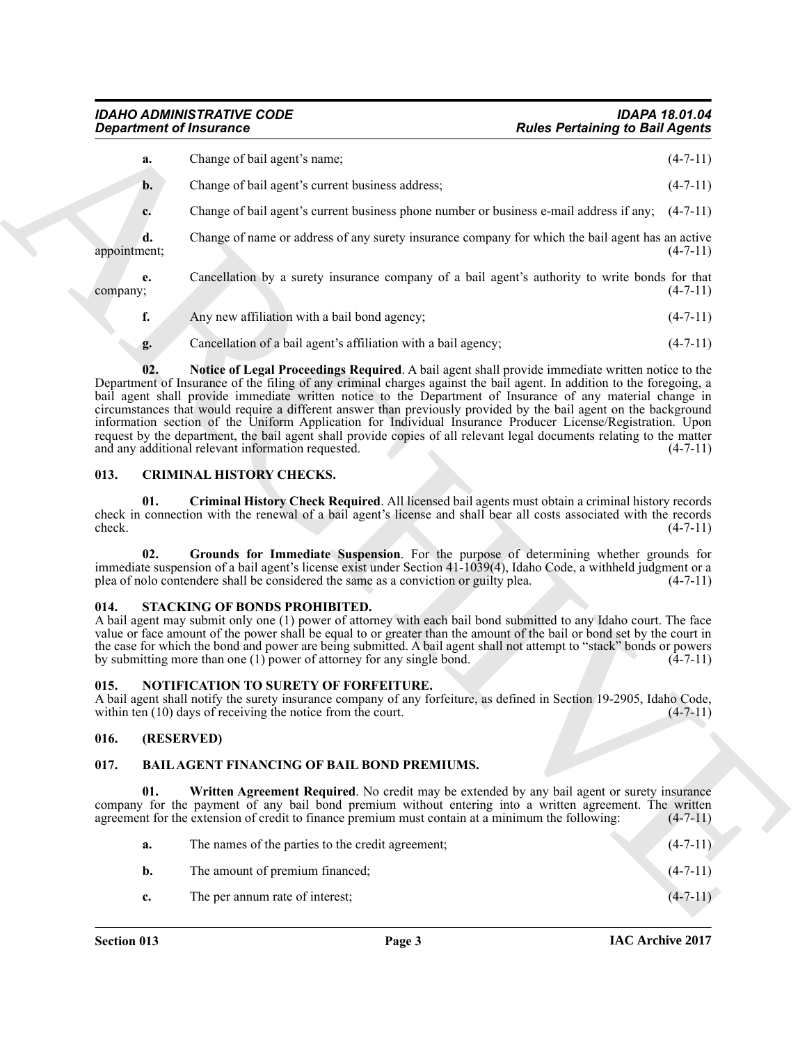**a.** Change of bail agent's name; (4-7-11)

**b.** Change of bail agent's current business address; (4-7-11)

**c.** Change of bail agent's current business phone number or business e-mail address if any; (4-7-11)

**d.** Change of name or address of any surety insurance company for which the bail agent has an active appointment; (4-7-11)

**e.** Cancellation by a surety insurance company of a bail agent's authority to write bonds for that company; (4-7-11)

**f.** Any new affiliation with a bail bond agency; (4-7-11)

**g.** Cancellation of a bail agent's affiliation with a bail agency; (4-7-11)

**02. Notice of Legal Proceedings Required**. A bail agent shall provide immediate written notice to the Department of Insurance of the filing of any criminal charges against the bail agent. In addition to the foregoing, a bail agent shall provide immediate written notice to the Department of Insurance of any material change in circumstances that would require a different answer than previously provided by the bail agent on the background information section of the Uniform Application for Individual Insurance Producer License/Registration. Upon request by the department, the bail agent shall provide copies of all relevant legal documents relating to the matter and any additional relevant information requested. (4-7-11)

## 013. CRIMINAL HISTORY CHECKS.

**01. Criminal History Check Required**. All licensed bail agents must obtain a criminal history records check in connection with the renewal of a bail agent's license and shall bear all costs associated with the records check. (4-7-11)

**02. Grounds for Immediate Suspension**. For the purpose of determining whether grounds for immediate suspension of a bail agent's license exist under Section 41-1039(4), Idaho Code, a withheld judgment or a plea of nolo contendere shall be considered the same as a conviction or guilty plea. (4-7-11)

## 014. STACKING OF BONDS PROHIBITED.

A bail agent may submit only one (1) power of attorney with each bail bond submitted to any Idaho court. The face value or face amount of the power shall be equal to or greater than the amount of the bail or bond set by the court in the case for which the bond and power are being submitted. A bail agent shall not attempt to "stack" bonds or powers by submitting more than one (1) power of attorney for any single bond. (4-7-11)

## 015. NOTIFICATION TO SURETY OF FORFEITURE.

A bail agent shall notify the surety insurance company of any forfeiture, as defined in Section 19-2905, Idaho Code, within ten (10) days of receiving the notice from the court. (4-7-11)

## 016. (RESERVED)

## 017. BAIL AGENT FINANCING OF BAIL BOND PREMIUMS.

**01. Written Agreement Required**. No credit may be extended by any bail agent or surety insurance company for the payment of any bail bond premium without entering into a written agreement. The written agreement for the extension of credit to finance premium must contain at a minimum the following: (4-7-11)

**a.** The names of the parties to the credit agreement; (4-7-11)

**b.** The amount of premium financed; (4-7-11)

**c.** The per annum rate of interest; (4-7-11)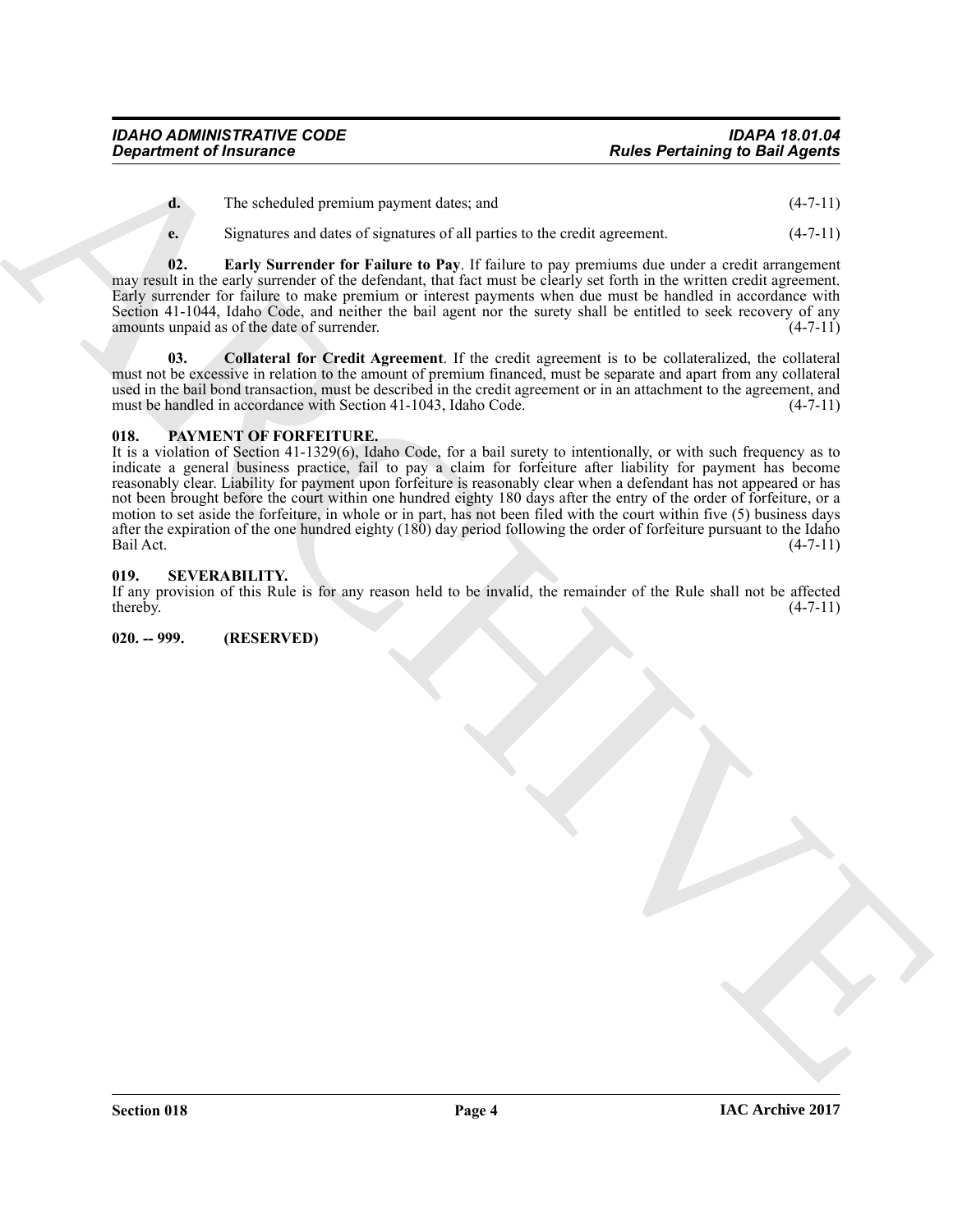**d.** The scheduled premium payment dates; and (4-7-11)

**e.** Signatures and dates of signatures of all parties to the credit agreement. (4-7-11)

**02. Early Surrender for Failure to Pay**. If failure to pay premiums due under a credit arrangement may result in the early surrender of the defendant, that fact must be clearly set forth in the written credit agreement. Early surrender for failure to make premium or interest payments when due must be handled in accordance with Section 41-1044, Idaho Code, and neither the bail agent nor the surety shall be entitled to seek recovery of any amounts unpaid as of the date of surrender. (4-7-11)

**03. Collateral for Credit Agreement**. If the credit agreement is to be collateralized, the collateral must not be excessive in relation to the amount of premium financed, must be separate and apart from any collateral used in the bail bond transaction, must be described in the credit agreement or in an attachment to the agreement, and must be handled in accordance with Section 41-1043, Idaho Code. (4-7-11)

## 018. PAYMENT OF FORFEITURE.

It is a violation of Section 41-1329(6), Idaho Code, for a bail surety to intentionally, or with such frequency as to indicate a general business practice, fail to pay a claim for forfeiture after liability for payment has become reasonably clear. Liability for payment upon forfeiture is reasonably clear when a defendant has not appeared or has not been brought before the court within one hundred eighty 180 days after the entry of the order of forfeiture, or a motion to set aside the forfeiture, in whole or in part, has not been filed with the court within five (5) business days after the expiration of the one hundred eighty (180) day period following the order of forfeiture pursuant to the Idaho Bail Act. (4-7-11)

## 019. SEVERABILITY.

If any provision of this Rule is for any reason held to be invalid, the remainder of the Rule shall not be affected thereby. (4-7-11)

## 020. -- 999. (RESERVED)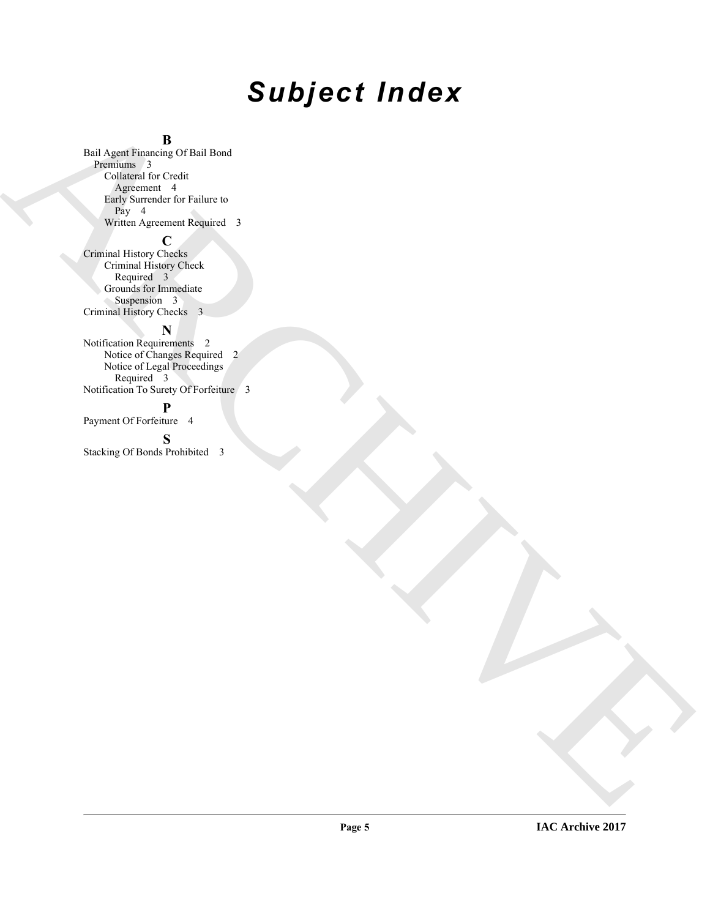# Subject Index

**B**

Bail Agent Financing Of Bail Bond Premiums 3
- Collateral for Credit Agreement 4
- Early Surrender for Failure to Pay 4
- Written Agreement Required 3

**C**

Criminal History Checks
- Criminal History Check Required 3
- Grounds for Immediate Suspension 3

Criminal History Checks 3

**N**

Notification Requirements 2
- Notice of Changes Required 2
- Notice of Legal Proceedings Required 3

Notification To Surety Of Forfeiture 3

**P**

Payment Of Forfeiture 4

**S**

Stacking Of Bonds Prohibited 3